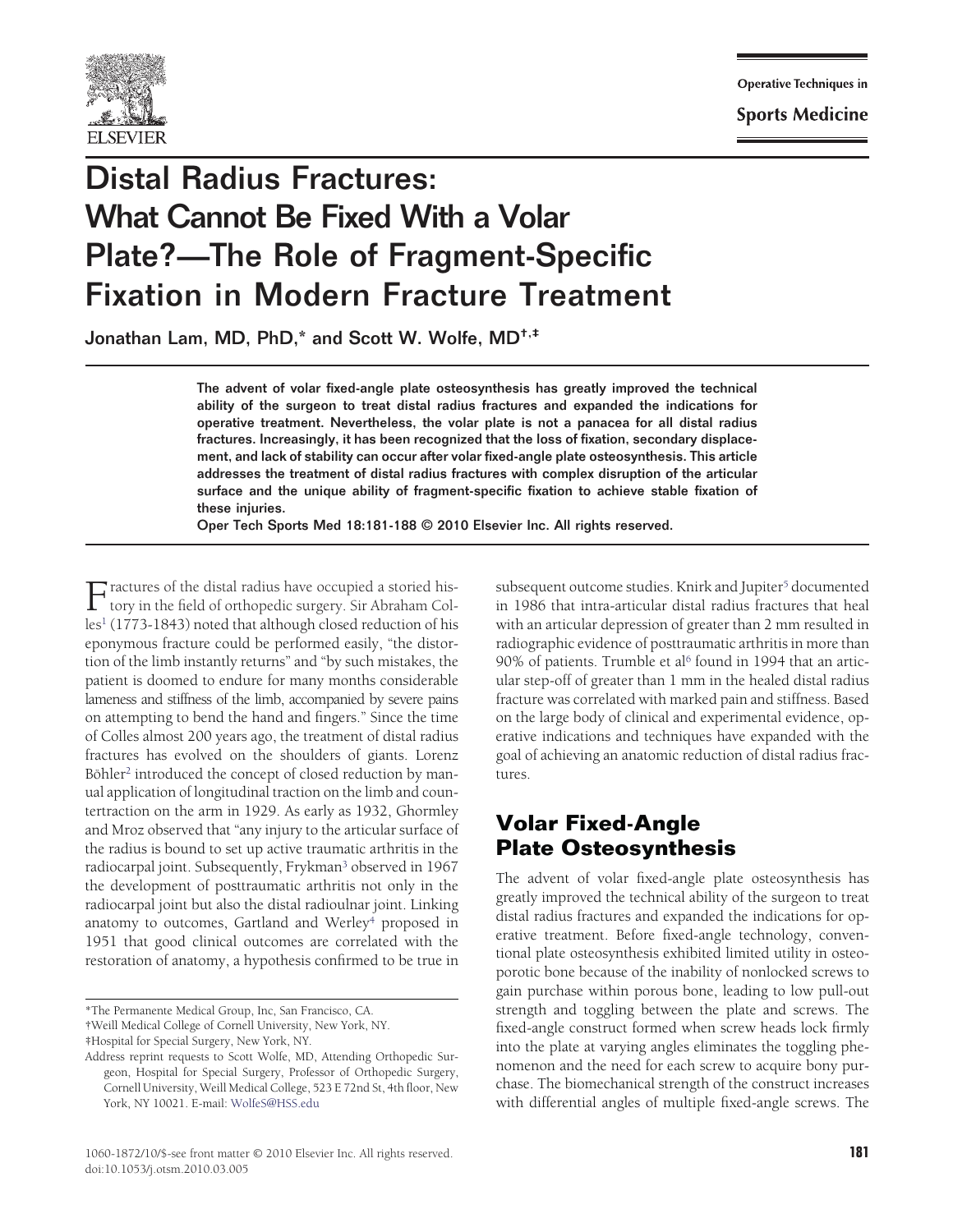# Distal Radius Fractures: What Cannot Be Fixed With a Volar Plate?—The Role of Fragment-Specific Fixation in Modern Fracture Treatment

Jonathan Lam, MD, PhD,* and Scott W. Wolfe, MD†,‡

**The advent of volar fixed-angle plate osteosynthesis has greatly improved the technical ability of the surgeon to treat distal radius fractures and expanded the indications for operative treatment. Nevertheless, the volar plate is not a panacea for all distal radius fractures. Increasingly, it has been recognized that the loss of fixation, secondary displacement, and lack of stability can occur after volar fixed-angle plate osteosynthesis. This article addresses the treatment of distal radius fractures with complex disruption of the articular surface and the unique ability of fragment-specific fixation to achieve stable fixation of these injuries.**

**Oper Tech Sports Med 18:181-188 © 2010 Elsevier Inc. All rights reserved.**

Fractures of the distal radius have occupied a storied history in the field of orthopedic surgery. Sir Abraham Colles[1] (1773-1843) noted that although closed reduction of his eponymous fracture could be performed easily, "the distortion of the limb instantly returns" and "by such mistakes, the patient is doomed to endure for many months considerable lameness and stiffness of the limb, accompanied by severe pains on attempting to bend the hand and fingers." Since the time of Colles almost 200 years ago, the treatment of distal radius fractures has evolved on the shoulders of giants. Lorenz Böhler[2] introduced the concept of closed reduction by manual application of longitudinal traction on the limb and countertraction on the arm in 1929. As early as 1932, Ghormley and Mroz observed that "any injury to the articular surface of the radius is bound to set up active traumatic arthritis in the radiocarpal joint. Subsequently, Frykman[3] observed in 1967 the development of posttraumatic arthritis not only in the radiocarpal joint but also the distal radioulnar joint. Linking anatomy to outcomes, Gartland and Werley[4] proposed in 1951 that good clinical outcomes are correlated with the restoration of anatomy, a hypothesis confirmed to be true in subsequent outcome studies. Knirk and Jupiter[5] documented in 1986 that intra-articular distal radius fractures that heal with an articular depression of greater than 2 mm resulted in radiographic evidence of posttraumatic arthritis in more than 90% of patients. Trumble et al[6] found in 1994 that an articular step-off of greater than 1 mm in the healed distal radius fracture was correlated with marked pain and stiffness. Based on the large body of clinical and experimental evidence, operative indications and techniques have expanded with the goal of achieving an anatomic reduction of distal radius fractures.

## Volar Fixed-Angle Plate Osteosynthesis

The advent of volar fixed-angle plate osteosynthesis has greatly improved the technical ability of the surgeon to treat distal radius fractures and expanded the indications for operative treatment. Before fixed-angle technology, conventional plate osteosynthesis exhibited limited utility in osteoporotic bone because of the inability of nonlocked screws to gain purchase within porous bone, leading to low pull-out strength and toggling between the plate and screws. The fixed-angle construct formed when screw heads lock firmly into the plate at varying angles eliminates the toggling phenomenon and the need for each screw to acquire bony purchase. The biomechanical strength of the construct increases with differential angles of multiple fixed-angle screws. The

*The Permanente Medical Group, Inc, San Francisco, CA.
†Weill Medical College of Cornell University, New York, NY.
‡Hospital for Special Surgery, New York, NY.
Address reprint requests to Scott Wolfe, MD, Attending Orthopedic Surgeon, Hospital for Special Surgery, Professor of Orthopedic Surgery, Cornell University, Weill Medical College, 523 E 72nd St, 4th floor, New York, NY 10021. E-mail: WolfeS@HSS.edu

1060-1872/10/$-see front matter © 2010 Elsevier Inc. All rights reserved.
doi:10.1053/j.otsm.2010.03.005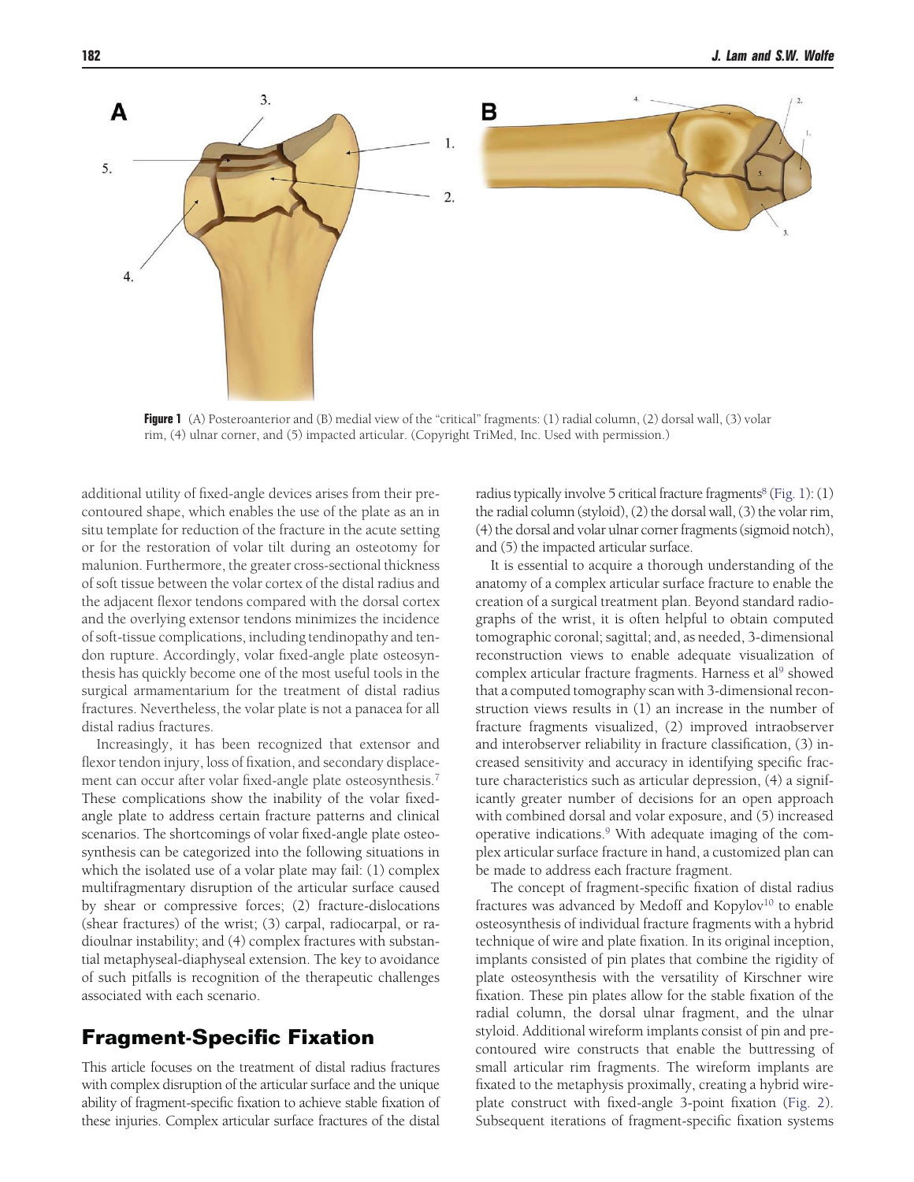**Figure 1** (A) Posteroanterior and (B) medial view of the "critical" fragments: (1) radial column, (2) dorsal wall, (3) volar rim, (4) ulnar corner, and (5) impacted articular. (Copyright TriMed, Inc. Used with permission.)

additional utility of fixed-angle devices arises from their precontoured shape, which enables the use of the plate as an in situ template for reduction of the fracture in the acute setting or for the restoration of volar tilt during an osteotomy for malunion. Furthermore, the greater cross-sectional thickness of soft tissue between the volar cortex of the distal radius and the adjacent flexor tendons compared with the dorsal cortex and the overlying extensor tendons minimizes the incidence of soft-tissue complications, including tendinopathy and tendon rupture. Accordingly, volar fixed-angle plate osteosynthesis has quickly become one of the most useful tools in the surgical armamentarium for the treatment of distal radius fractures. Nevertheless, the volar plate is not a panacea for all distal radius fractures.

Increasingly, it has been recognized that extensor and flexor tendon injury, loss of fixation, and secondary displacement can occur after volar fixed-angle plate osteosynthesis.[7] These complications show the inability of the volar fixed-angle plate to address certain fracture patterns and clinical scenarios. The shortcomings of volar fixed-angle plate osteosynthesis can be categorized into the following situations in which the isolated use of a volar plate may fail: (1) complex multifragmentary disruption of the articular surface caused by shear or compressive forces; (2) fracture-dislocations (shear fractures) of the wrist; (3) carpal, radiocarpal, or radioulnar instability; and (4) complex fractures with substantial metaphyseal-diaphyseal extension. The key to avoidance of such pitfalls is recognition of the therapeutic challenges associated with each scenario.

## Fragment-Specific Fixation

This article focuses on the treatment of distal radius fractures with complex disruption of the articular surface and the unique ability of fragment-specific fixation to achieve stable fixation of these injuries. Complex articular surface fractures of the distal radius typically involve 5 critical fracture fragments[8] (Fig. 1): (1) the radial column (styloid), (2) the dorsal wall, (3) the volar rim, (4) the dorsal and volar ulnar corner fragments (sigmoid notch), and (5) the impacted articular surface.

It is essential to acquire a thorough understanding of the anatomy of a complex articular surface fracture to enable the creation of a surgical treatment plan. Beyond standard radiographs of the wrist, it is often helpful to obtain computed tomographic coronal; sagittal; and, as needed, 3-dimensional reconstruction views to enable adequate visualization of complex articular fracture fragments. Harness et al[9] showed that a computed tomography scan with 3-dimensional reconstruction views results in (1) an increase in the number of fracture fragments visualized, (2) improved intraobserver and interobserver reliability in fracture classification, (3) increased sensitivity and accuracy in identifying specific fracture characteristics such as articular depression, (4) a significantly greater number of decisions for an open approach with combined dorsal and volar exposure, and (5) increased operative indications.[9] With adequate imaging of the complex articular surface fracture in hand, a customized plan can be made to address each fracture fragment.

The concept of fragment-specific fixation of distal radius fractures was advanced by Medoff and Kopylov[10] to enable osteosynthesis of individual fracture fragments with a hybrid technique of wire and plate fixation. In its original inception, implants consisted of pin plates that combine the rigidity of plate osteosynthesis with the versatility of Kirschner wire fixation. These pin plates allow for the stable fixation of the radial column, the dorsal ulnar fragment, and the ulnar styloid. Additional wireform implants consist of pin and precontoured wire constructs that enable the buttressing of small articular rim fragments. The wireform implants are fixated to the metaphysis proximally, creating a hybrid wire-plate construct with fixed-angle 3-point fixation (Fig. 2). Subsequent iterations of fragment-specific fixation systems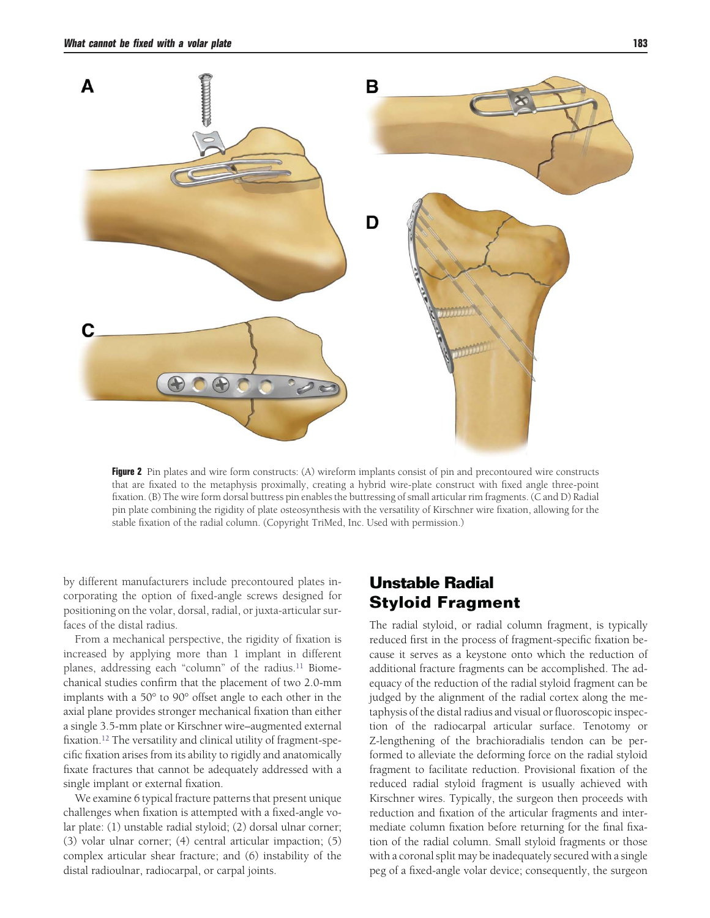**Figure 2** Pin plates and wire form constructs: (A) wireform implants consist of pin and precontoured wire constructs that are fixated to the metaphysis proximally, creating a hybrid wire-plate construct with fixed angle three-point fixation. (B) The wire form dorsal buttress pin enables the buttressing of small articular rim fragments. (C and D) Radial pin plate combining the rigidity of plate osteosynthesis with the versatility of Kirschner wire fixation, allowing for the stable fixation of the radial column. (Copyright TriMed, Inc. Used with permission.)

by different manufacturers include precontoured plates incorporating the option of fixed-angle screws designed for positioning on the volar, dorsal, radial, or juxta-articular surfaces of the distal radius.

From a mechanical perspective, the rigidity of fixation is increased by applying more than 1 implant in different planes, addressing each "column" of the radius.[11] Biomechanical studies confirm that the placement of two 2.0-mm implants with a 50° to 90° offset angle to each other in the axial plane provides stronger mechanical fixation than either a single 3.5-mm plate or Kirschner wire–augmented external fixation.[12] The versatility and clinical utility of fragment-specific fixation arises from its ability to rigidly and anatomically fixate fractures that cannot be adequately addressed with a single implant or external fixation.

We examine 6 typical fracture patterns that present unique challenges when fixation is attempted with a fixed-angle volar plate: (1) unstable radial styloid; (2) dorsal ulnar corner; (3) volar ulnar corner; (4) central articular impaction; (5) complex articular shear fracture; and (6) instability of the distal radioulnar, radiocarpal, or carpal joints.

## Unstable Radial Styloid Fragment

The radial styloid, or radial column fragment, is typically reduced first in the process of fragment-specific fixation because it serves as a keystone onto which the reduction of additional fracture fragments can be accomplished. The adequacy of the reduction of the radial styloid fragment can be judged by the alignment of the radial cortex along the metaphysis of the distal radius and visual or fluoroscopic inspection of the radiocarpal articular surface. Tenotomy or Z-lengthening of the brachioradialis tendon can be performed to alleviate the deforming force on the radial styloid fragment to facilitate reduction. Provisional fixation of the reduced radial styloid fragment is usually achieved with Kirschner wires. Typically, the surgeon then proceeds with reduction and fixation of the articular fragments and intermediate column fixation before returning for the final fixation of the radial column. Small styloid fragments or those with a coronal split may be inadequately secured with a single peg of a fixed-angle volar device; consequently, the surgeon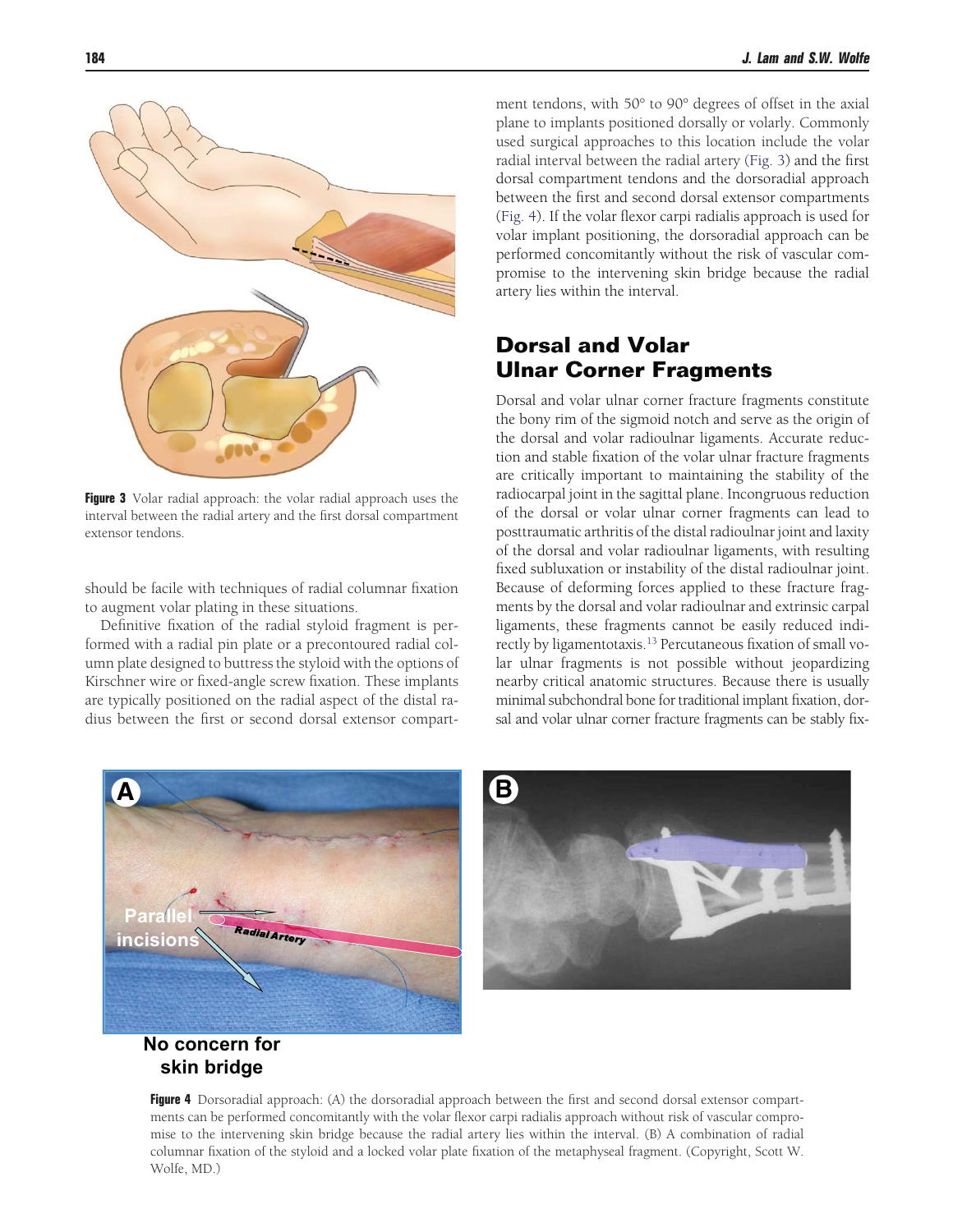should be facile with techniques of radial columnar fixation to augment volar plating in these situations.

Definitive fixation of the radial styloid fragment is performed with a radial pin plate or a precontoured radial column plate designed to buttress the styloid with the options of Kirschner wire or fixed-angle screw fixation. These implants are typically positioned on the radial aspect of the distal radius between the first or second dorsal extensor compartment tendons, with 50° to 90° degrees of offset in the axial plane to implants positioned dorsally or volarly. Commonly used surgical approaches to this location include the volar radial interval between the radial artery (Fig. 3) and the first dorsal compartment tendons and the dorsoradial approach between the first and second dorsal extensor compartments (Fig. 4). If the volar flexor carpi radialis approach is used for volar implant positioning, the dorsoradial approach can be performed concomitantly without the risk of vascular compromise to the intervening skin bridge because the radial artery lies within the interval.

**Figure 3** Volar radial approach: the volar radial approach uses the interval between the radial artery and the first dorsal compartment extensor tendons.

## Dorsal and Volar Ulnar Corner Fragments

Dorsal and volar ulnar corner fracture fragments constitute the bony rim of the sigmoid notch and serve as the origin of the dorsal and volar radioulnar ligaments. Accurate reduction and stable fixation of the volar ulnar fracture fragments are critically important to maintaining the stability of the radiocarpal joint in the sagittal plane. Incongruous reduction of the dorsal or volar ulnar corner fragments can lead to posttraumatic arthritis of the distal radioulnar joint and laxity of the dorsal and volar radioulnar ligaments, with resulting fixed subluxation or instability of the distal radioulnar joint. Because of deforming forces applied to these fracture fragments by the dorsal and volar radioulnar and extrinsic carpal ligaments, these fragments cannot be easily reduced indirectly by ligamentotaxis.[13] Percutaneous fixation of small volar ulnar fragments is not possible without jeopardizing nearby critical anatomic structures. Because there is usually minimal subchondral bone for traditional implant fixation, dorsal and volar ulnar corner fracture fragments can be stably fix-

**Figure 4** Dorsoradial approach: (A) the dorsoradial approach between the first and second dorsal extensor compartments can be performed concomitantly with the volar flexor carpi radialis approach without risk of vascular compromise to the intervening skin bridge because the radial artery lies within the interval. (B) A combination of radial columnar fixation of the styloid and a locked volar plate fixation of the metaphyseal fragment. (Copyright, Scott W. Wolfe, MD.)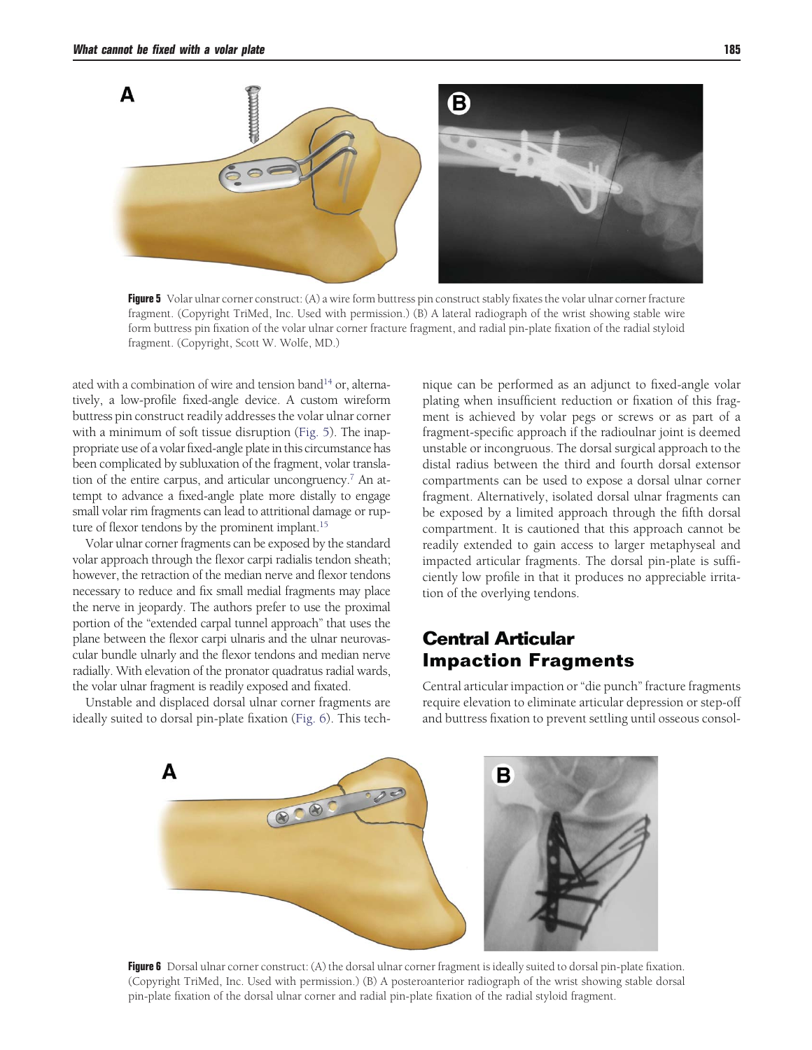**Figure 5** Volar ulnar corner construct: (A) a wire form buttress pin construct stably fixates the volar ulnar corner fracture fragment. (Copyright TriMed, Inc. Used with permission.) (B) A lateral radiograph of the wrist showing stable wire form buttress pin fixation of the volar ulnar corner fracture fragment, and radial pin-plate fixation of the radial styloid fragment. (Copyright, Scott W. Wolfe, MD.)

ated with a combination of wire and tension band[14] or, alternatively, a low-profile fixed-angle device. A custom wireform buttress pin construct readily addresses the volar ulnar corner with a minimum of soft tissue disruption (Fig. 5). The inappropriate use of a volar fixed-angle plate in this circumstance has been complicated by subluxation of the fragment, volar translation of the entire carpus, and articular uncongruency.[7] An attempt to advance a fixed-angle plate more distally to engage small volar rim fragments can lead to attritional damage or rupture of flexor tendons by the prominent implant.[15]

Volar ulnar corner fragments can be exposed by the standard volar approach through the flexor carpi radialis tendon sheath; however, the retraction of the median nerve and flexor tendons necessary to reduce and fix small medial fragments may place the nerve in jeopardy. The authors prefer to use the proximal portion of the "extended carpal tunnel approach" that uses the plane between the flexor carpi ulnaris and the ulnar neurovascular bundle ulnarly and the flexor tendons and median nerve radially. With elevation of the pronator quadratus radial wards, the volar ulnar fragment is readily exposed and fixated.

Unstable and displaced dorsal ulnar corner fragments are ideally suited to dorsal pin-plate fixation (Fig. 6). This technique can be performed as an adjunct to fixed-angle volar plating when insufficient reduction or fixation of this fragment is achieved by volar pegs or screws or as part of a fragment-specific approach if the radioulnar joint is deemed unstable or incongruous. The dorsal surgical approach to the distal radius between the third and fourth dorsal extensor compartments can be used to expose a dorsal ulnar corner fragment. Alternatively, isolated dorsal ulnar fragments can be exposed by a limited approach through the fifth dorsal compartment. It is cautioned that this approach cannot be readily extended to gain access to larger metaphyseal and impacted articular fragments. The dorsal pin-plate is sufficiently low profile in that it produces no appreciable irritation of the overlying tendons.

## Central Articular Impaction Fragments

Central articular impaction or "die punch" fracture fragments require elevation to eliminate articular depression or step-off and buttress fixation to prevent settling until osseous consol-

**Figure 6** Dorsal ulnar corner construct: (A) the dorsal ulnar corner fragment is ideally suited to dorsal pin-plate fixation. (Copyright TriMed, Inc. Used with permission.) (B) A posteroanterior radiograph of the wrist showing stable dorsal pin-plate fixation of the dorsal ulnar corner and radial pin-plate fixation of the radial styloid fragment.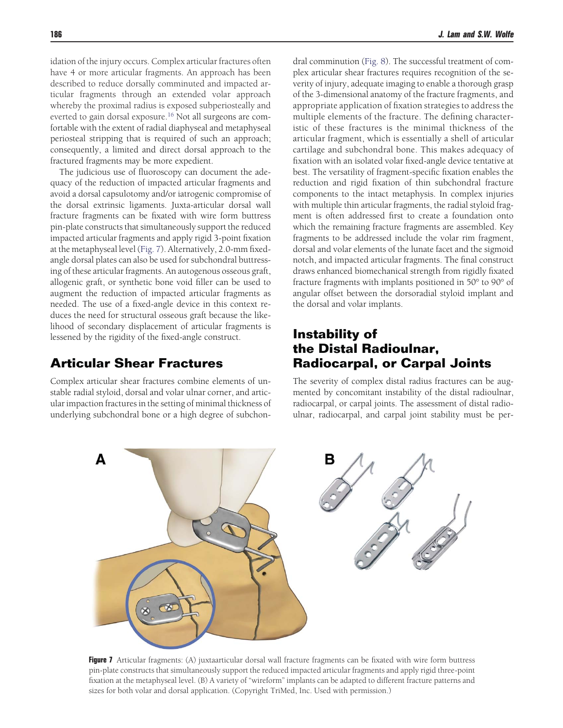idation of the injury occurs. Complex articular fractures often have 4 or more articular fragments. An approach has been described to reduce dorsally comminuted and impacted articular fragments through an extended volar approach whereby the proximal radius is exposed subperiosteally and everted to gain dorsal exposure.[16] Not all surgeons are comfortable with the extent of radial diaphyseal and metaphyseal periosteal stripping that is required of such an approach; consequently, a limited and direct dorsal approach to the fractured fragments may be more expedient.

The judicious use of fluoroscopy can document the adequacy of the reduction of impacted articular fragments and avoid a dorsal capsulotomy and/or iatrogenic compromise of the dorsal extrinsic ligaments. Juxta-articular dorsal wall fracture fragments can be fixated with wire form buttress pin-plate constructs that simultaneously support the reduced impacted articular fragments and apply rigid 3-point fixation at the metaphyseal level (Fig. 7). Alternatively, 2.0-mm fixed-angle dorsal plates can also be used for subchondral buttressing of these articular fragments. An autogenous osseous graft, allogenic graft, or synthetic bone void filler can be used to augment the reduction of impacted articular fragments as needed. The use of a fixed-angle device in this context reduces the need for structural osseous graft because the likelihood of secondary displacement of articular fragments is lessened by the rigidity of the fixed-angle construct.

## Articular Shear Fractures

Complex articular shear fractures combine elements of unstable radial styloid, dorsal and volar ulnar corner, and articular impaction fractures in the setting of minimal thickness of underlying subchondral bone or a high degree of subchondral comminution (Fig. 8). The successful treatment of complex articular shear fractures requires recognition of the severity of injury, adequate imaging to enable a thorough grasp of the 3-dimensional anatomy of the fracture fragments, and appropriate application of fixation strategies to address the multiple elements of the fracture. The defining characteristic of these fractures is the minimal thickness of the articular fragment, which is essentially a shell of articular cartilage and subchondral bone. This makes adequacy of fixation with an isolated volar fixed-angle device tentative at best. The versatility of fragment-specific fixation enables the reduction and rigid fixation of thin subchondral fracture components to the intact metaphysis. In complex injuries with multiple thin articular fragments, the radial styloid fragment is often addressed first to create a foundation onto which the remaining fracture fragments are assembled. Key fragments to be addressed include the volar rim fragment, dorsal and volar elements of the lunate facet and the sigmoid notch, and impacted articular fragments. The final construct draws enhanced biomechanical strength from rigidly fixated fracture fragments with implants positioned in 50° to 90° of angular offset between the dorsoradial styloid implant and the dorsal and volar implants.

## Instability of the Distal Radioulnar, Radiocarpal, or Carpal Joints

The severity of complex distal radius fractures can be augmented by concomitant instability of the distal radioulnar, radiocarpal, or carpal joints. The assessment of distal radioulnar, radiocarpal, and carpal joint stability must be per-

**Figure 7** Articular fragments: (A) juxtaarticular dorsal wall fracture fragments can be fixated with wire form buttress pin-plate constructs that simultaneously support the reduced impacted articular fragments and apply rigid three-point fixation at the metaphyseal level. (B) A variety of "wireform" implants can be adapted to different fracture patterns and sizes for both volar and dorsal application. (Copyright TriMed, Inc. Used with permission.)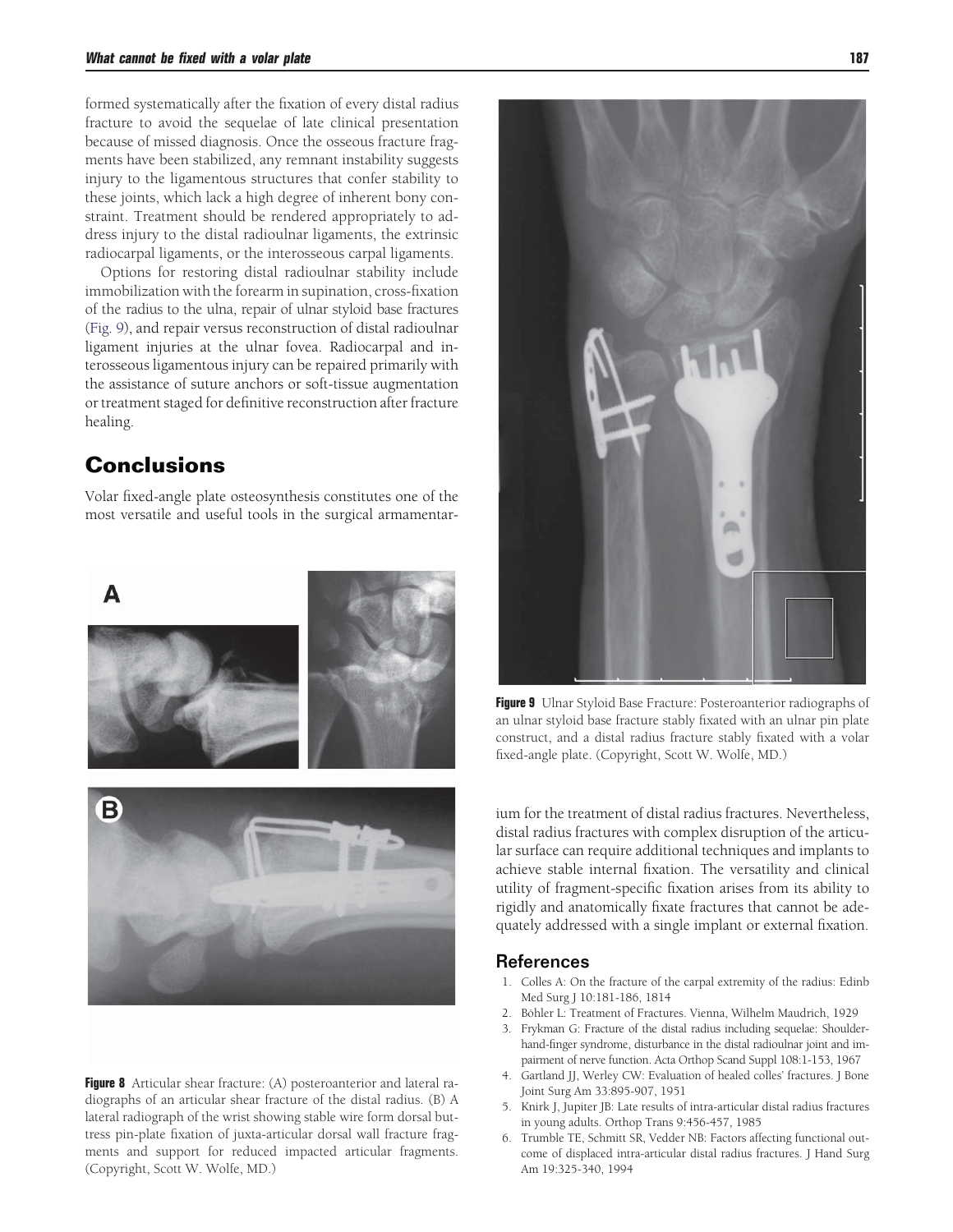formed systematically after the fixation of every distal radius fracture to avoid the sequelae of late clinical presentation because of missed diagnosis. Once the osseous fracture fragments have been stabilized, any remnant instability suggests injury to the ligamentous structures that confer stability to these joints, which lack a high degree of inherent bony constraint. Treatment should be rendered appropriately to address injury to the distal radioulnar ligaments, the extrinsic radiocarpal ligaments, or the interosseous carpal ligaments.

Options for restoring distal radioulnar stability include immobilization with the forearm in supination, cross-fixation of the radius to the ulna, repair of ulnar styloid base fractures (Fig. 9), and repair versus reconstruction of distal radioulnar ligament injuries at the ulnar fovea. Radiocarpal and interosseous ligamentous injury can be repaired primarily with the assistance of suture anchors or soft-tissue augmentation or treatment staged for definitive reconstruction after fracture healing.

## Conclusions

Volar fixed-angle plate osteosynthesis constitutes one of the most versatile and useful tools in the surgical armamentarium for the treatment of distal radius fractures. Nevertheless, distal radius fractures with complex disruption of the articular surface can require additional techniques and implants to achieve stable internal fixation. The versatility and clinical utility of fragment-specific fixation arises from its ability to rigidly and anatomically fixate fractures that cannot be adequately addressed with a single implant or external fixation.

**Figure 8** Articular shear fracture: (A) posteroanterior and lateral radiographs of an articular shear fracture of the distal radius. (B) A lateral radiograph of the wrist showing stable wire form dorsal buttress pin-plate fixation of juxta-articular dorsal wall fracture fragments and support for reduced impacted articular fragments. (Copyright, Scott W. Wolfe, MD.)

**Figure 9** Ulnar Styloid Base Fracture: Posteroanterior radiographs of an ulnar styloid base fracture stably fixated with an ulnar pin plate construct, and a distal radius fracture stably fixated with a volar fixed-angle plate. (Copyright, Scott W. Wolfe, MD.)

### References

1. Colles A: On the fracture of the carpal extremity of the radius: Edinb Med Surg J 10:181-186, 1814
2. Böhler L: Treatment of Fractures. Vienna, Wilhelm Maudrich, 1929
3. Frykman G: Fracture of the distal radius including sequelae: Shoulder-hand-finger syndrome, disturbance in the distal radioulnar joint and impairment of nerve function. Acta Orthop Scand Suppl 108:1-153, 1967
4. Gartland JJ, Werley CW: Evaluation of healed colles' fractures. J Bone Joint Surg Am 33:895-907, 1951
5. Knirk J, Jupiter JB: Late results of intra-articular distal radius fractures in young adults. Orthop Trans 9:456-457, 1985
6. Trumble TE, Schmitt SR, Vedder NB: Factors affecting functional outcome of displaced intra-articular distal radius fractures. J Hand Surg Am 19:325-340, 1994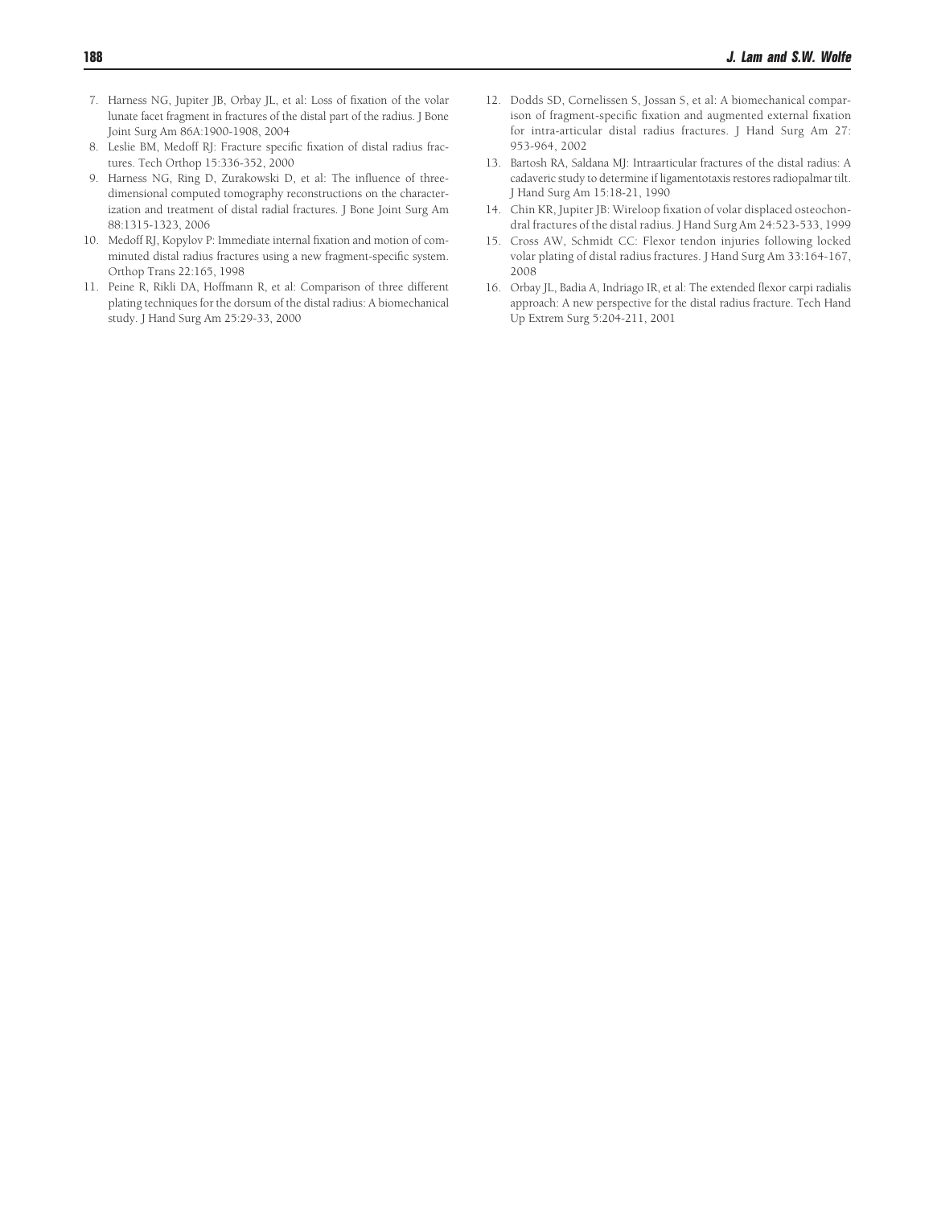7. Harness NG, Jupiter JB, Orbay JL, et al: Loss of fixation of the volar lunate facet fragment in fractures of the distal part of the radius. J Bone Joint Surg Am 86A:1900-1908, 2004
8. Leslie BM, Medoff RJ: Fracture specific fixation of distal radius fractures. Tech Orthop 15:336-352, 2000
9. Harness NG, Ring D, Zurakowski D, et al: The influence of three-dimensional computed tomography reconstructions on the characterization and treatment of distal radial fractures. J Bone Joint Surg Am 88:1315-1323, 2006
10. Medoff RJ, Kopylov P: Immediate internal fixation and motion of comminuted distal radius fractures using a new fragment-specific system. Orthop Trans 22:165, 1998
11. Peine R, Rikli DA, Hoffmann R, et al: Comparison of three different plating techniques for the dorsum of the distal radius: A biomechanical study. J Hand Surg Am 25:29-33, 2000
12. Dodds SD, Cornelissen S, Jossan S, et al: A biomechanical comparison of fragment-specific fixation and augmented external fixation for intra-articular distal radius fractures. J Hand Surg Am 27: 953-964, 2002
13. Bartosh RA, Saldana MJ: Intraarticular fractures of the distal radius: A cadaveric study to determine if ligamentotaxis restores radiopalmar tilt. J Hand Surg Am 15:18-21, 1990
14. Chin KR, Jupiter JB: Wireloop fixation of volar displaced osteochondral fractures of the distal radius. J Hand Surg Am 24:523-533, 1999
15. Cross AW, Schmidt CC: Flexor tendon injuries following locked volar plating of distal radius fractures. J Hand Surg Am 33:164-167, 2008
16. Orbay JL, Badia A, Indriago IR, et al: The extended flexor carpi radialis approach: A new perspective for the distal radius fracture. Tech Hand Up Extrem Surg 5:204-211, 2001